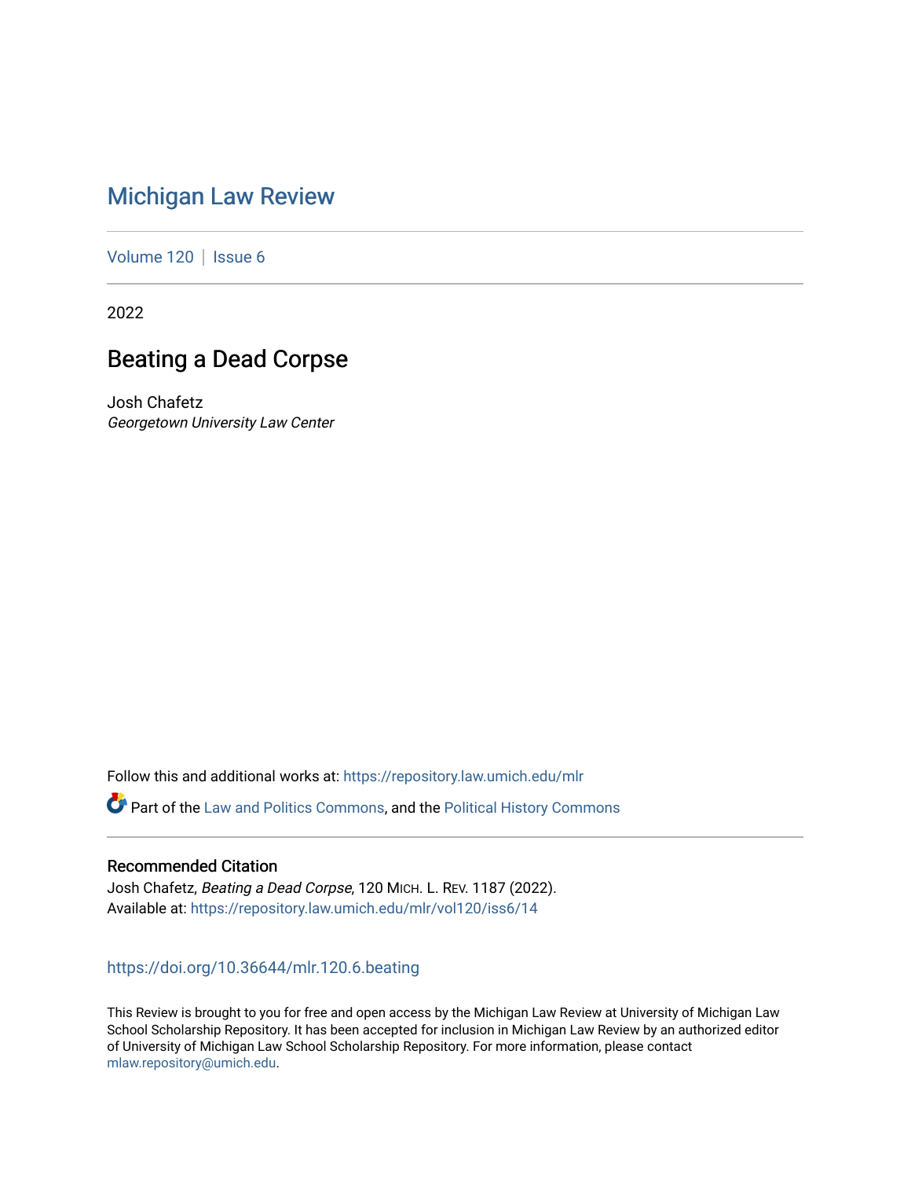# Michigan Law Review

Volume 120 | Issue 6

2022

## Beating a Dead Corpse

Josh Chafetz
*Georgetown University Law Center*

Follow this and additional works at: https://repository.law.umich.edu/mlr

Part of the Law and Politics Commons, and the Political History Commons

### Recommended Citation

Josh Chafetz, *Beating a Dead Corpse*, 120 MICH. L. REV. 1187 (2022).
Available at: https://repository.law.umich.edu/mlr/vol120/iss6/14

https://doi.org/10.36644/mlr.120.6.beating

This Review is brought to you for free and open access by the Michigan Law Review at University of Michigan Law School Scholarship Repository. It has been accepted for inclusion in Michigan Law Review by an authorized editor of University of Michigan Law School Scholarship Repository. For more information, please contact mlaw.repository@umich.edu.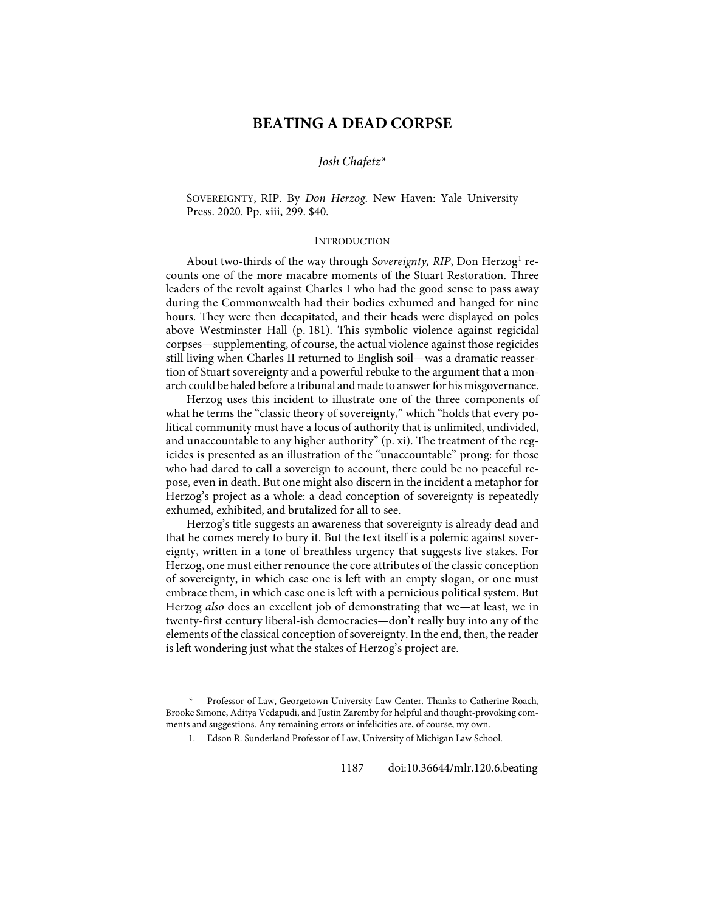# BEATING A DEAD CORPSE

*Josh Chafetz\**

SOVEREIGNTY, RIP. By *Don Herzog*. New Haven: Yale University Press. 2020. Pp. xiii, 299. $40.

## INTRODUCTION

About two-thirds of the way through *Sovereignty, RIP*, Don Herzog[1] recounts one of the more macabre moments of the Stuart Restoration. Three leaders of the revolt against Charles I who had the good sense to pass away during the Commonwealth had their bodies exhumed and hanged for nine hours. They were then decapitated, and their heads were displayed on poles above Westminster Hall (p. 181). This symbolic violence against regicidal corpses—supplementing, of course, the actual violence against those regicides still living when Charles II returned to English soil—was a dramatic reassertion of Stuart sovereignty and a powerful rebuke to the argument that a monarch could be haled before a tribunal and made to answer for his misgovernance.

Herzog uses this incident to illustrate one of the three components of what he terms the "classic theory of sovereignty," which "holds that every political community must have a locus of authority that is unlimited, undivided, and unaccountable to any higher authority" (p. xi). The treatment of the regicides is presented as an illustration of the "unaccountable" prong: for those who had dared to call a sovereign to account, there could be no peaceful repose, even in death. But one might also discern in the incident a metaphor for Herzog's project as a whole: a dead conception of sovereignty is repeatedly exhumed, exhibited, and brutalized for all to see.

Herzog's title suggests an awareness that sovereignty is already dead and that he comes merely to bury it. But the text itself is a polemic against sovereignty, written in a tone of breathless urgency that suggests live stakes. For Herzog, one must either renounce the core attributes of the classic conception of sovereignty, in which case one is left with an empty slogan, or one must embrace them, in which case one is left with a pernicious political system. But Herzog *also* does an excellent job of demonstrating that we—at least, we in twenty-first century liberal-ish democracies—don't really buy into any of the elements of the classical conception of sovereignty. In the end, then, the reader is left wondering just what the stakes of Herzog's project are.

---

\* Professor of Law, Georgetown University Law Center. Thanks to Catherine Roach, Brooke Simone, Aditya Vedapudi, and Justin Zaremby for helpful and thought-provoking comments and suggestions. Any remaining errors or infelicities are, of course, my own.

1. Edson R. Sunderland Professor of Law, University of Michigan Law School.

doi:10.36644/mlr.120.6.beating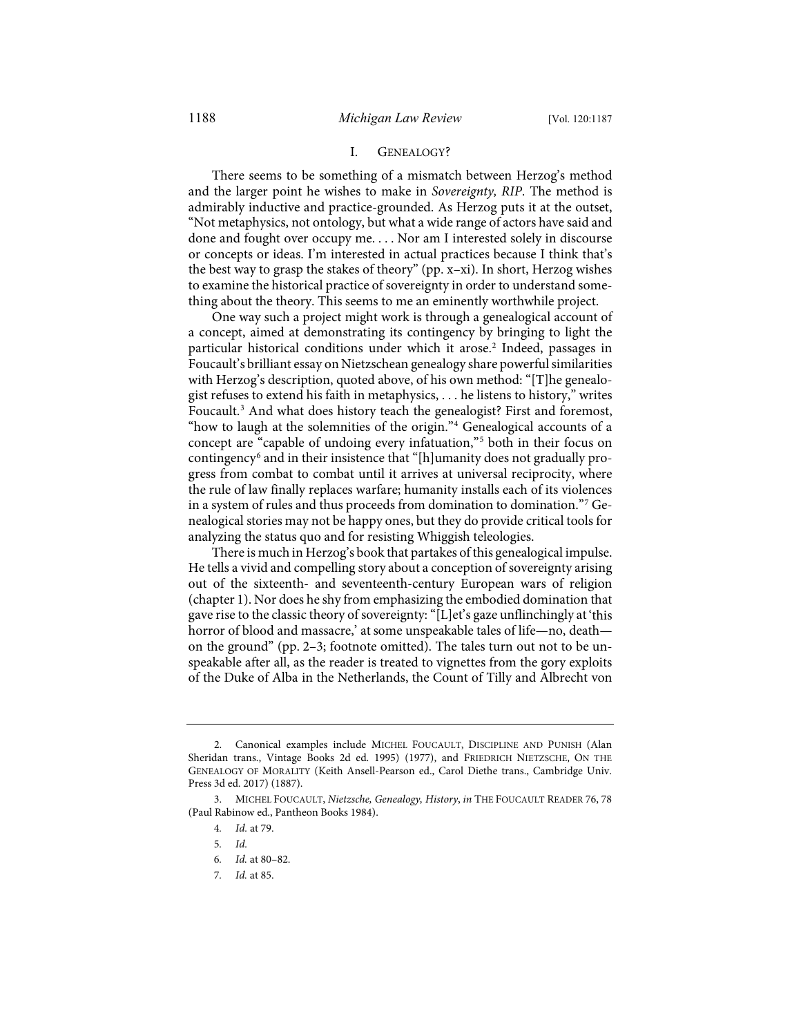## I. Genealogy?

There seems to be something of a mismatch between Herzog's method and the larger point he wishes to make in *Sovereignty, RIP*. The method is admirably inductive and practice-grounded. As Herzog puts it at the outset, "Not metaphysics, not ontology, but what a wide range of actors have said and done and fought over occupy me. . . . Nor am I interested solely in discourse or concepts or ideas. I'm interested in actual practices because I think that's the best way to grasp the stakes of theory" (pp. x–xi). In short, Herzog wishes to examine the historical practice of sovereignty in order to understand something about the theory. This seems to me an eminently worthwhile project.

One way such a project might work is through a genealogical account of a concept, aimed at demonstrating its contingency by bringing to light the particular historical conditions under which it arose.[2] Indeed, passages in Foucault's brilliant essay on Nietzschean genealogy share powerful similarities with Herzog's description, quoted above, of his own method: "[T]he genealogist refuses to extend his faith in metaphysics, . . . he listens to history," writes Foucault.[3] And what does history teach the genealogist? First and foremost, "how to laugh at the solemnities of the origin."[4] Genealogical accounts of a concept are "capable of undoing every infatuation,"[5] both in their focus on contingency[6] and in their insistence that "[h]umanity does not gradually progress from combat to combat until it arrives at universal reciprocity, where the rule of law finally replaces warfare; humanity installs each of its violences in a system of rules and thus proceeds from domination to domination."[7] Genealogical stories may not be happy ones, but they do provide critical tools for analyzing the status quo and for resisting Whiggish teleologies.

There is much in Herzog's book that partakes of this genealogical impulse. He tells a vivid and compelling story about a conception of sovereignty arising out of the sixteenth- and seventeenth-century European wars of religion (chapter 1). Nor does he shy from emphasizing the embodied domination that gave rise to the classic theory of sovereignty: "[L]et's gaze unflinchingly at 'this horror of blood and massacre,' at some unspeakable tales of life—no, death—on the ground" (pp. 2–3; footnote omitted). The tales turn out not to be unspeakable after all, as the reader is treated to vignettes from the gory exploits of the Duke of Alba in the Netherlands, the Count of Tilly and Albrecht von

---

2. Canonical examples include Michel Foucault, Discipline and Punish (Alan Sheridan trans., Vintage Books 2d ed. 1995) (1977), and Friedrich Nietzsche, On the Genealogy of Morality (Keith Ansell-Pearson ed., Carol Diethe trans., Cambridge Univ. Press 3d ed. 2017) (1887).

3. Michel Foucault, *Nietzsche, Genealogy, History*, *in* The Foucault Reader 76, 78 (Paul Rabinow ed., Pantheon Books 1984).

4. *Id.* at 79.

5. *Id.*

6. *Id.* at 80–82.

7. *Id.* at 85.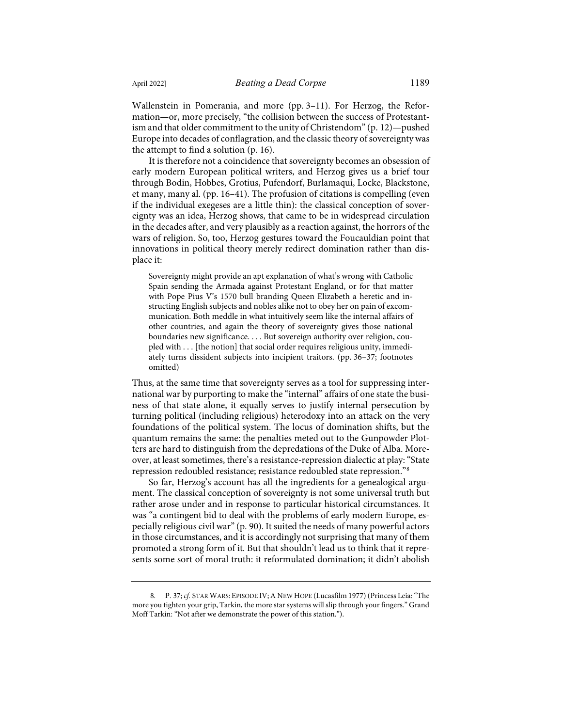Wallenstein in Pomerania, and more (pp. 3–11). For Herzog, the Reformation—or, more precisely, "the collision between the success of Protestantism and that older commitment to the unity of Christendom" (p. 12)—pushed Europe into decades of conflagration, and the classic theory of sovereignty was the attempt to find a solution (p. 16).

It is therefore not a coincidence that sovereignty becomes an obsession of early modern European political writers, and Herzog gives us a brief tour through Bodin, Hobbes, Grotius, Pufendorf, Burlamaqui, Locke, Blackstone, et many, many al. (pp. 16–41). The profusion of citations is compelling (even if the individual exegeses are a little thin): the classical conception of sovereignty was an idea, Herzog shows, that came to be in widespread circulation in the decades after, and very plausibly as a reaction against, the horrors of the wars of religion. So, too, Herzog gestures toward the Foucauldian point that innovations in political theory merely redirect domination rather than displace it:

> Sovereignty might provide an apt explanation of what's wrong with Catholic Spain sending the Armada against Protestant England, or for that matter with Pope Pius V's 1570 bull branding Queen Elizabeth a heretic and instructing English subjects and nobles alike not to obey her on pain of excommunication. Both meddle in what intuitively seem like the internal affairs of other countries, and again the theory of sovereignty gives those national boundaries new significance. . . . But sovereign authority over religion, coupled with . . . [the notion] that social order requires religious unity, immediately turns dissident subjects into incipient traitors. (pp. 36–37; footnotes omitted)

Thus, at the same time that sovereignty serves as a tool for suppressing international war by purporting to make the "internal" affairs of one state the business of that state alone, it equally serves to justify internal persecution by turning political (including religious) heterodoxy into an attack on the very foundations of the political system. The locus of domination shifts, but the quantum remains the same: the penalties meted out to the Gunpowder Plotters are hard to distinguish from the depredations of the Duke of Alba. Moreover, at least sometimes, there's a resistance-repression dialectic at play: "State repression redoubled resistance; resistance redoubled state repression."[8]

So far, Herzog's account has all the ingredients for a genealogical argument. The classical conception of sovereignty is not some universal truth but rather arose under and in response to particular historical circumstances. It was "a contingent bid to deal with the problems of early modern Europe, especially religious civil war" (p. 90). It suited the needs of many powerful actors in those circumstances, and it is accordingly not surprising that many of them promoted a strong form of it. But that shouldn't lead us to think that it represents some sort of moral truth: it reformulated domination; it didn't abolish

---

8. P. 37; *cf.* STAR WARS: EPISODE IV; A NEW HOPE (Lucasfilm 1977) (Princess Leia: "The more you tighten your grip, Tarkin, the more star systems will slip through your fingers." Grand Moff Tarkin: "Not after we demonstrate the power of this station.").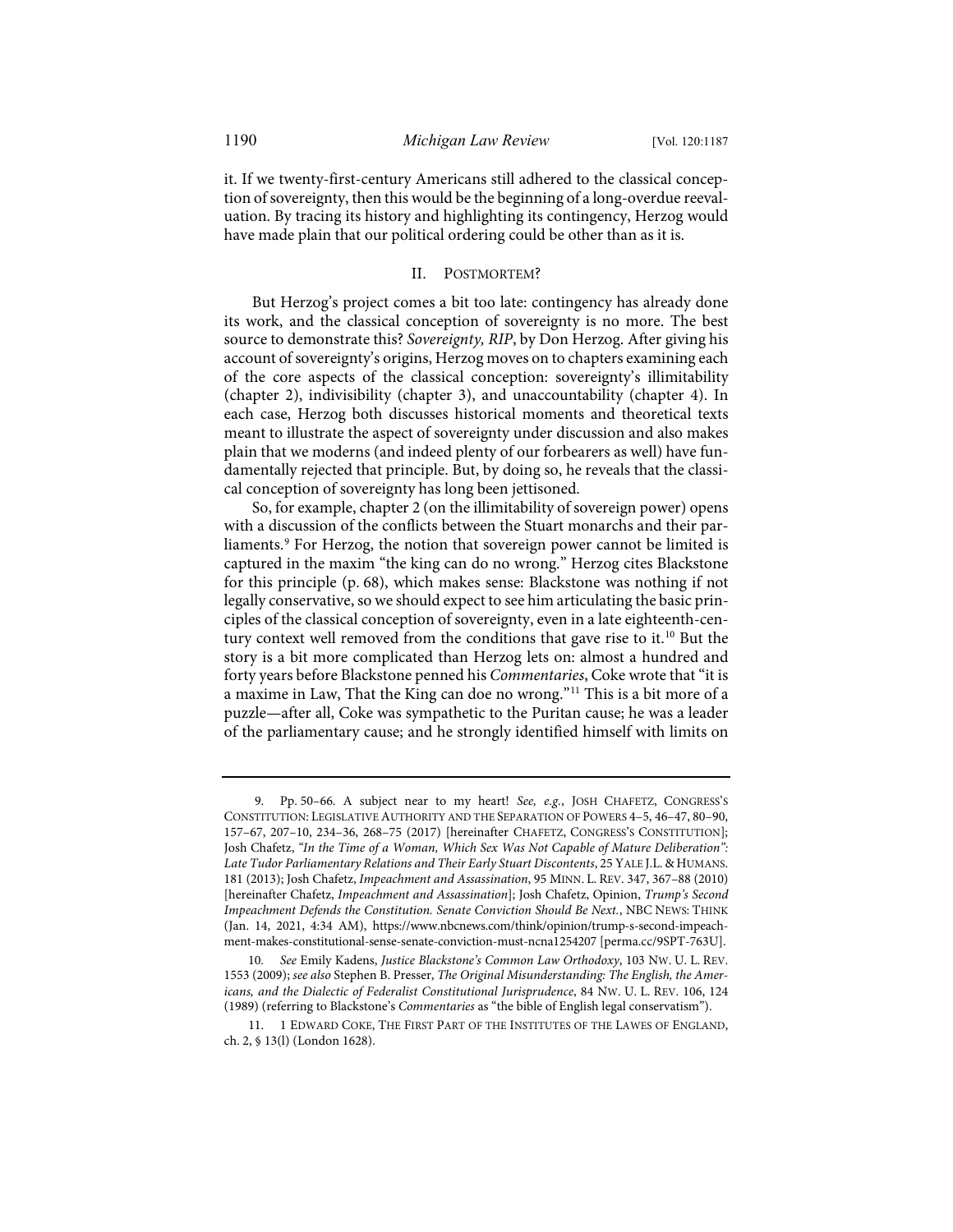it. If we twenty-first-century Americans still adhered to the classical conception of sovereignty, then this would be the beginning of a long-overdue reevaluation. By tracing its history and highlighting its contingency, Herzog would have made plain that our political ordering could be other than as it is.

## II. Postmortem?

But Herzog's project comes a bit too late: contingency has already done its work, and the classical conception of sovereignty is no more. The best source to demonstrate this? *Sovereignty, RIP*, by Don Herzog. After giving his account of sovereignty's origins, Herzog moves on to chapters examining each of the core aspects of the classical conception: sovereignty's illimitability (chapter 2), indivisibility (chapter 3), and unaccountability (chapter 4). In each case, Herzog both discusses historical moments and theoretical texts meant to illustrate the aspect of sovereignty under discussion and also makes plain that we moderns (and indeed plenty of our forbearers as well) have fundamentally rejected that principle. But, by doing so, he reveals that the classical conception of sovereignty has long been jettisoned.

So, for example, chapter 2 (on the illimitability of sovereign power) opens with a discussion of the conflicts between the Stuart monarchs and their parliaments.[9] For Herzog, the notion that sovereign power cannot be limited is captured in the maxim "the king can do no wrong." Herzog cites Blackstone for this principle (p. 68), which makes sense: Blackstone was nothing if not legally conservative, so we should expect to see him articulating the basic principles of the classical conception of sovereignty, even in a late eighteenth-century context well removed from the conditions that gave rise to it.[10] But the story is a bit more complicated than Herzog lets on: almost a hundred and forty years before Blackstone penned his *Commentaries*, Coke wrote that "it is a maxime in Law, That the King can doe no wrong."[11] This is a bit more of a puzzle—after all, Coke was sympathetic to the Puritan cause; he was a leader of the parliamentary cause; and he strongly identified himself with limits on

---

9. Pp. 50–66. A subject near to my heart! *See, e.g.*, Josh Chafetz, Congress's Constitution: Legislative Authority and the Separation of Powers 4–5, 46–47, 80–90, 157–67, 207–10, 234–36, 268–75 (2017) [hereinafter Chafetz, Congress's Constitution]; Josh Chafetz, *"In the Time of a Woman, Which Sex Was Not Capable of Mature Deliberation": Late Tudor Parliamentary Relations and Their Early Stuart Discontents*, 25 Yale J.L. & Humans. 181 (2013); Josh Chafetz, *Impeachment and Assassination*, 95 Minn. L. Rev. 347, 367–88 (2010) [hereinafter Chafetz, *Impeachment and Assassination*]; Josh Chafetz, Opinion, *Trump's Second Impeachment Defends the Constitution. Senate Conviction Should Be Next.*, NBC News: Think (Jan. 14, 2021, 4:34 AM), https://www.nbcnews.com/think/opinion/trump-s-second-impeachment-makes-constitutional-sense-senate-conviction-must-ncna1254207 [perma.cc/9SPT-763U].

10. *See* Emily Kadens, *Justice Blackstone's Common Law Orthodoxy*, 103 Nw. U. L. Rev. 1553 (2009); *see also* Stephen B. Presser, *The Original Misunderstanding: The English, the Americans, and the Dialectic of Federalist Constitutional Jurisprudence*, 84 Nw. U. L. Rev. 106, 124 (1989) (referring to Blackstone's *Commentaries* as "the bible of English legal conservatism").

11. 1 Edward Coke, The First Part of the Institutes of the Lawes of England, ch. 2, § 13(l) (London 1628).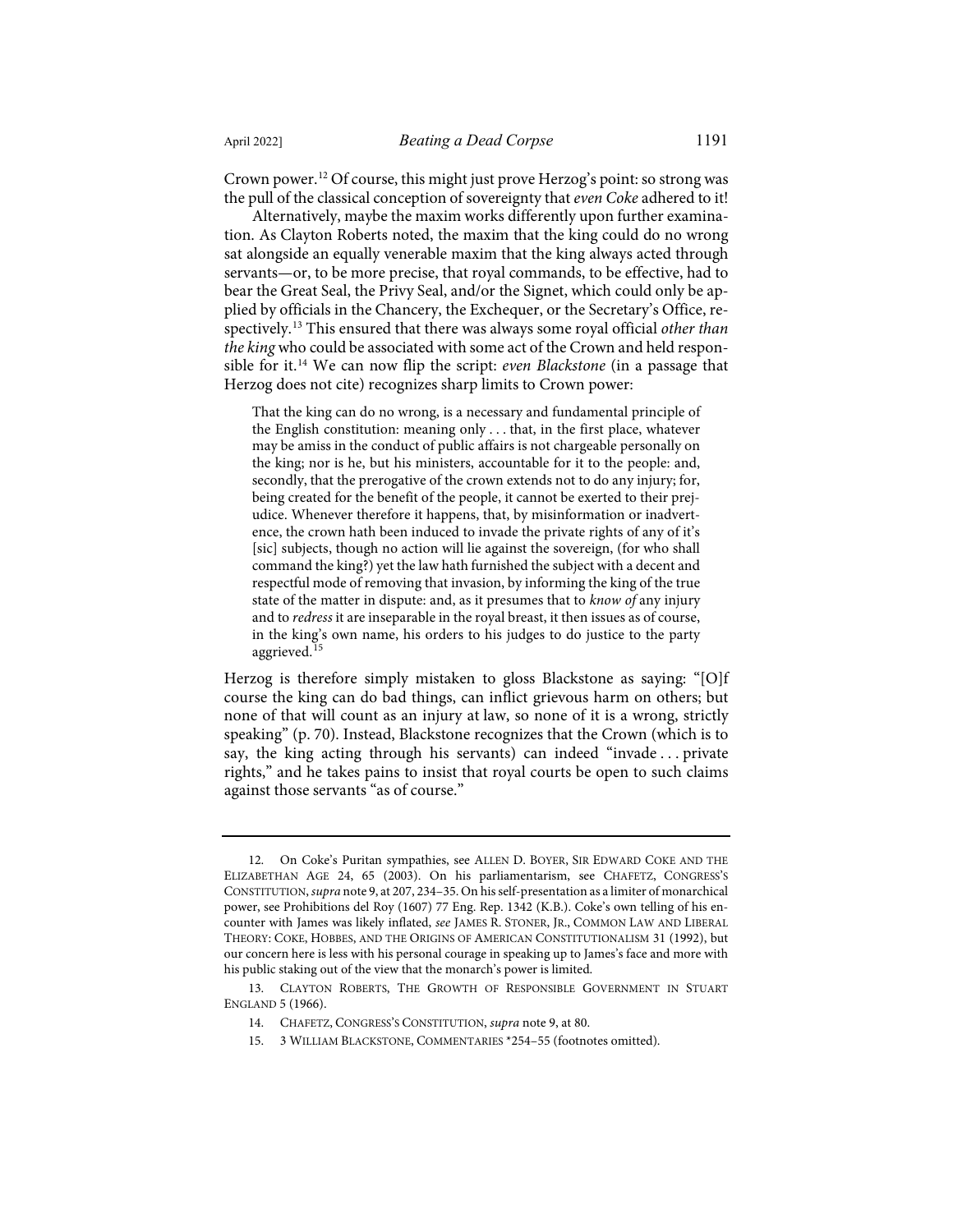Crown power.[12] Of course, this might just prove Herzog's point: so strong was the pull of the classical conception of sovereignty that *even Coke* adhered to it!

Alternatively, maybe the maxim works differently upon further examination. As Clayton Roberts noted, the maxim that the king could do no wrong sat alongside an equally venerable maxim that the king always acted through servants—or, to be more precise, that royal commands, to be effective, had to bear the Great Seal, the Privy Seal, and/or the Signet, which could only be applied by officials in the Chancery, the Exchequer, or the Secretary's Office, respectively.[13] This ensured that there was always some royal official *other than the king* who could be associated with some act of the Crown and held responsible for it.[14] We can now flip the script: *even Blackstone* (in a passage that Herzog does not cite) recognizes sharp limits to Crown power:

> That the king can do no wrong, is a necessary and fundamental principle of the English constitution: meaning only . . . that, in the first place, whatever may be amiss in the conduct of public affairs is not chargeable personally on the king; nor is he, but his ministers, accountable for it to the people: and, secondly, that the prerogative of the crown extends not to do any injury; for, being created for the benefit of the people, it cannot be exerted to their prejudice. Whenever therefore it happens, that, by misinformation or inadvertence, the crown hath been induced to invade the private rights of any of it's [sic] subjects, though no action will lie against the sovereign, (for who shall command the king?) yet the law hath furnished the subject with a decent and respectful mode of removing that invasion, by informing the king of the true state of the matter in dispute: and, as it presumes that to *know of* any injury and to *redress* it are inseparable in the royal breast, it then issues as of course, in the king's own name, his orders to his judges to do justice to the party aggrieved.[15]

Herzog is therefore simply mistaken to gloss Blackstone as saying: "[O]f course the king can do bad things, can inflict grievous harm on others; but none of that will count as an injury at law, so none of it is a wrong, strictly speaking" (p. 70). Instead, Blackstone recognizes that the Crown (which is to say, the king acting through his servants) can indeed "invade . . . private rights," and he takes pains to insist that royal courts be open to such claims against those servants "as of course."

---

12. On Coke's Puritan sympathies, see ALLEN D. BOYER, SIR EDWARD COKE AND THE ELIZABETHAN AGE 24, 65 (2003). On his parliamentarism, see CHAFETZ, CONGRESS'S CONSTITUTION, *supra* note 9, at 207, 234–35. On his self-presentation as a limiter of monarchical power, see Prohibitions del Roy (1607) 77 Eng. Rep. 1342 (K.B.). Coke's own telling of his encounter with James was likely inflated, *see* JAMES R. STONER, JR., COMMON LAW AND LIBERAL THEORY: COKE, HOBBES, AND THE ORIGINS OF AMERICAN CONSTITUTIONALISM 31 (1992), but our concern here is less with his personal courage in speaking up to James's face and more with his public staking out of the view that the monarch's power is limited.

13. CLAYTON ROBERTS, THE GROWTH OF RESPONSIBLE GOVERNMENT IN STUART ENGLAND 5 (1966).

14. CHAFETZ, CONGRESS'S CONSTITUTION, *supra* note 9, at 80.

15. 3 WILLIAM BLACKSTONE, COMMENTARIES *254–55 (footnotes omitted).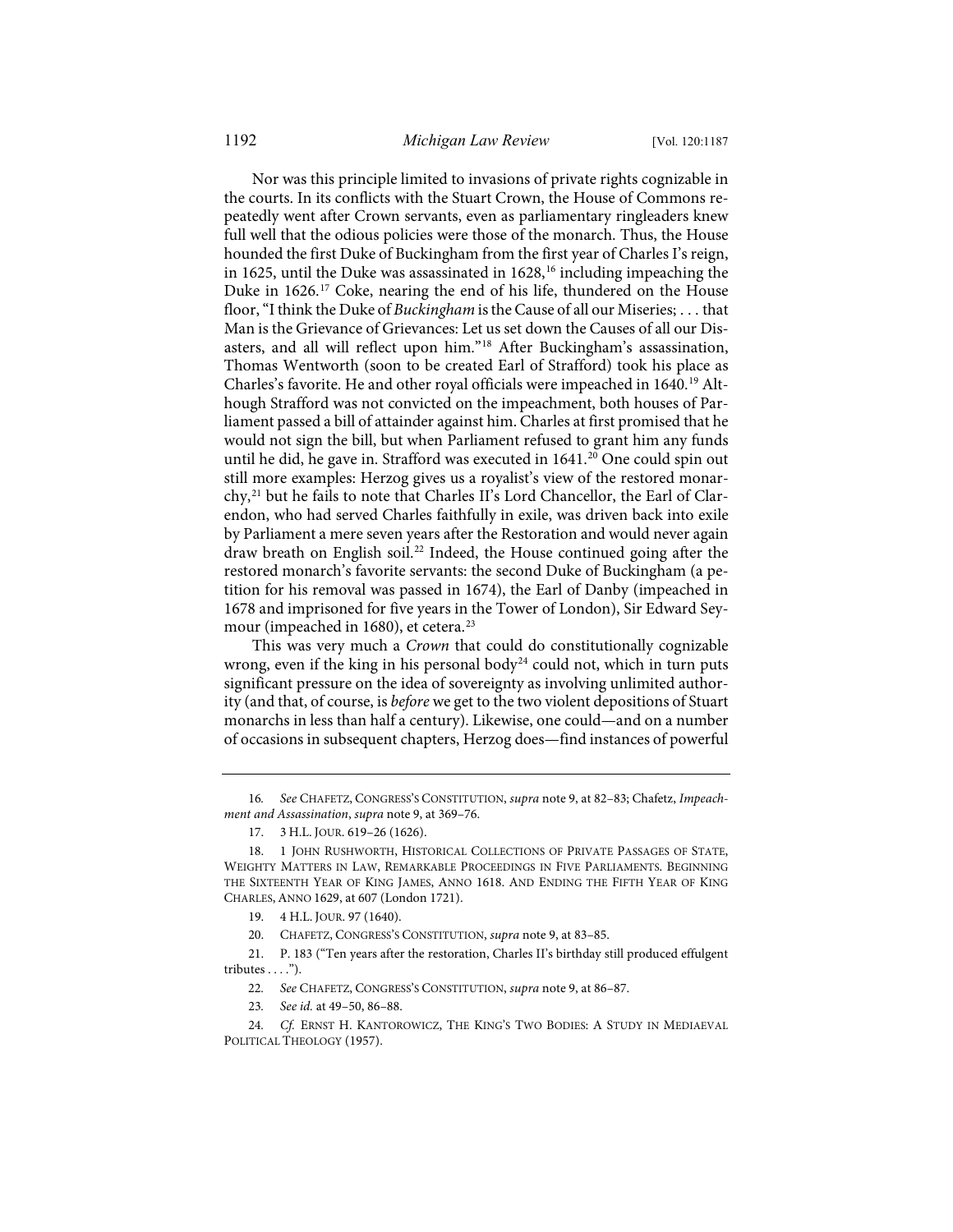Nor was this principle limited to invasions of private rights cognizable in the courts. In its conflicts with the Stuart Crown, the House of Commons repeatedly went after Crown servants, even as parliamentary ringleaders knew full well that the odious policies were those of the monarch. Thus, the House hounded the first Duke of Buckingham from the first year of Charles I's reign, in 1625, until the Duke was assassinated in 1628,[16] including impeaching the Duke in 1626.[17] Coke, nearing the end of his life, thundered on the House floor, "I think the Duke of *Buckingham* is the Cause of all our Miseries; . . . that Man is the Grievance of Grievances: Let us set down the Causes of all our Disasters, and all will reflect upon him."[18] After Buckingham's assassination, Thomas Wentworth (soon to be created Earl of Strafford) took his place as Charles's favorite. He and other royal officials were impeached in 1640.[19] Although Strafford was not convicted on the impeachment, both houses of Parliament passed a bill of attainder against him. Charles at first promised that he would not sign the bill, but when Parliament refused to grant him any funds until he did, he gave in. Strafford was executed in 1641.[20] One could spin out still more examples: Herzog gives us a royalist's view of the restored monarchy,[21] but he fails to note that Charles II's Lord Chancellor, the Earl of Clarendon, who had served Charles faithfully in exile, was driven back into exile by Parliament a mere seven years after the Restoration and would never again draw breath on English soil.[22] Indeed, the House continued going after the restored monarch's favorite servants: the second Duke of Buckingham (a petition for his removal was passed in 1674), the Earl of Danby (impeached in 1678 and imprisoned for five years in the Tower of London), Sir Edward Seymour (impeached in 1680), et cetera.[23]

This was very much a *Crown* that could do constitutionally cognizable wrong, even if the king in his personal body[24] could not, which in turn puts significant pressure on the idea of sovereignty as involving unlimited authority (and that, of course, is *before* we get to the two violent depositions of Stuart monarchs in less than half a century). Likewise, one could—and on a number of occasions in subsequent chapters, Herzog does—find instances of powerful

---

16. *See* CHAFETZ, CONGRESS'S CONSTITUTION, *supra* note 9, at 82–83; Chafetz, *Impeachment and Assassination*, *supra* note 9, at 369–76.

17. 3 H.L. JOUR. 619–26 (1626).

18. 1 JOHN RUSHWORTH, HISTORICAL COLLECTIONS OF PRIVATE PASSAGES OF STATE, WEIGHTY MATTERS IN LAW, REMARKABLE PROCEEDINGS IN FIVE PARLIAMENTS. BEGINNING THE SIXTEENTH YEAR OF KING JAMES, ANNO 1618. AND ENDING THE FIFTH YEAR OF KING CHARLES, ANNO 1629, at 607 (London 1721).

19. 4 H.L. JOUR. 97 (1640).

20. CHAFETZ, CONGRESS'S CONSTITUTION, *supra* note 9, at 83–85.

21. P. 183 ("Ten years after the restoration, Charles II's birthday still produced effulgent tributes . . . .").

22. *See* CHAFETZ, CONGRESS'S CONSTITUTION, *supra* note 9, at 86–87.

23. *See id.* at 49–50, 86–88.

24. *Cf.* ERNST H. KANTOROWICZ, THE KING'S TWO BODIES: A STUDY IN MEDIAEVAL POLITICAL THEOLOGY (1957).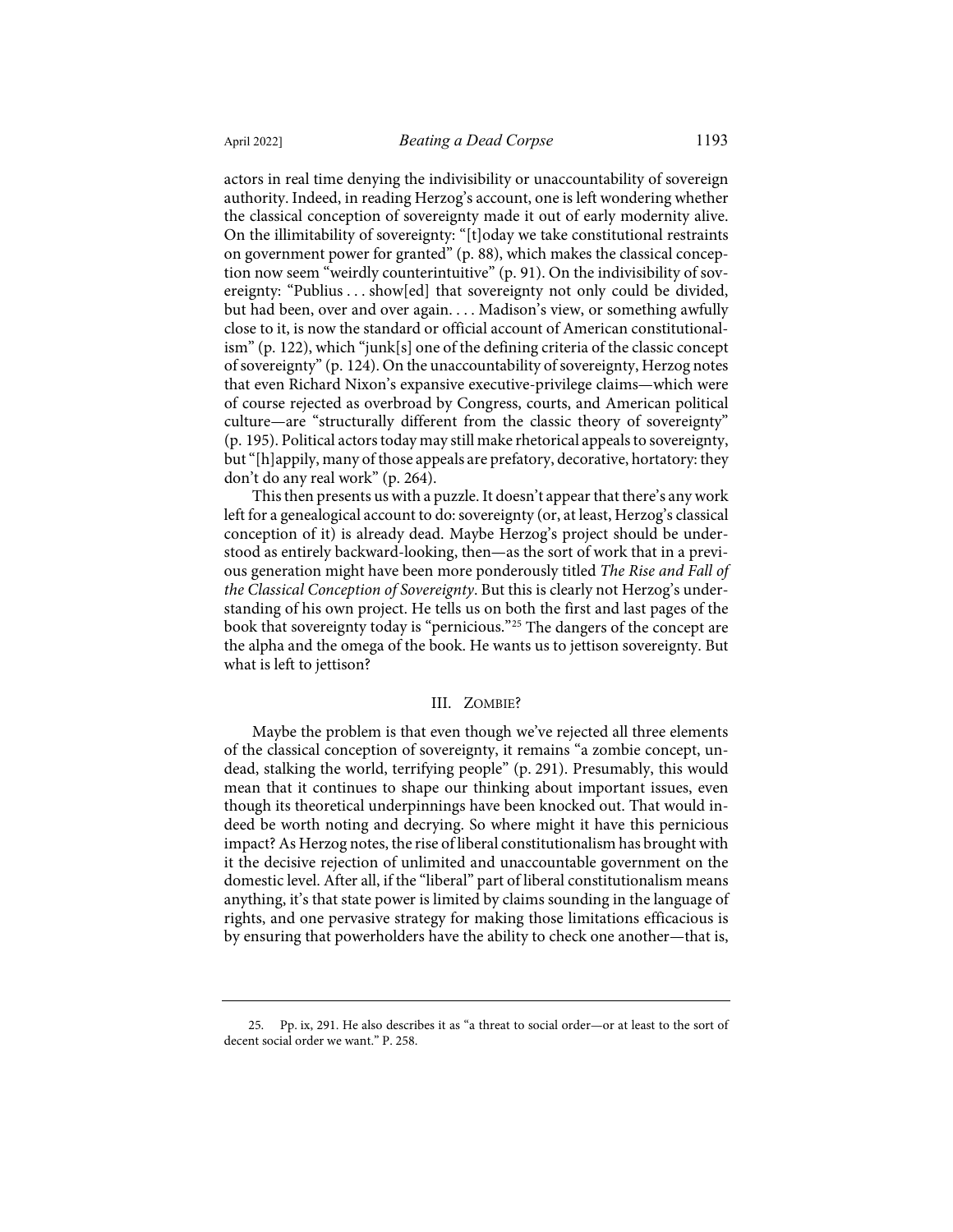actors in real time denying the indivisibility or unaccountability of sovereign authority. Indeed, in reading Herzog's account, one is left wondering whether the classical conception of sovereignty made it out of early modernity alive. On the illimitability of sovereignty: "[t]oday we take constitutional restraints on government power for granted" (p. 88), which makes the classical conception now seem "weirdly counterintuitive" (p. 91). On the indivisibility of sovereignty: "Publius . . . show[ed] that sovereignty not only could be divided, but had been, over and over again. . . . Madison's view, or something awfully close to it, is now the standard or official account of American constitutionalism" (p. 122), which "junk[s] one of the defining criteria of the classic concept of sovereignty" (p. 124). On the unaccountability of sovereignty, Herzog notes that even Richard Nixon's expansive executive-privilege claims—which were of course rejected as overbroad by Congress, courts, and American political culture—are "structurally different from the classic theory of sovereignty" (p. 195). Political actors today may still make rhetorical appeals to sovereignty, but "[h]appily, many of those appeals are prefatory, decorative, hortatory: they don't do any real work" (p. 264).

This then presents us with a puzzle. It doesn't appear that there's any work left for a genealogical account to do: sovereignty (or, at least, Herzog's classical conception of it) is already dead. Maybe Herzog's project should be understood as entirely backward-looking, then—as the sort of work that in a previous generation might have been more ponderously titled *The Rise and Fall of the Classical Conception of Sovereignty*. But this is clearly not Herzog's understanding of his own project. He tells us on both the first and last pages of the book that sovereignty today is "pernicious."[25] The dangers of the concept are the alpha and the omega of the book. He wants us to jettison sovereignty. But what is left to jettison?

## III. ZOMBIE?

Maybe the problem is that even though we've rejected all three elements of the classical conception of sovereignty, it remains "a zombie concept, undead, stalking the world, terrifying people" (p. 291). Presumably, this would mean that it continues to shape our thinking about important issues, even though its theoretical underpinnings have been knocked out. That would indeed be worth noting and decrying. So where might it have this pernicious impact? As Herzog notes, the rise of liberal constitutionalism has brought with it the decisive rejection of unlimited and unaccountable government on the domestic level. After all, if the "liberal" part of liberal constitutionalism means anything, it's that state power is limited by claims sounding in the language of rights, and one pervasive strategy for making those limitations efficacious is by ensuring that powerholders have the ability to check one another—that is,

---

25. Pp. ix, 291. He also describes it as "a threat to social order—or at least to the sort of decent social order we want." P. 258.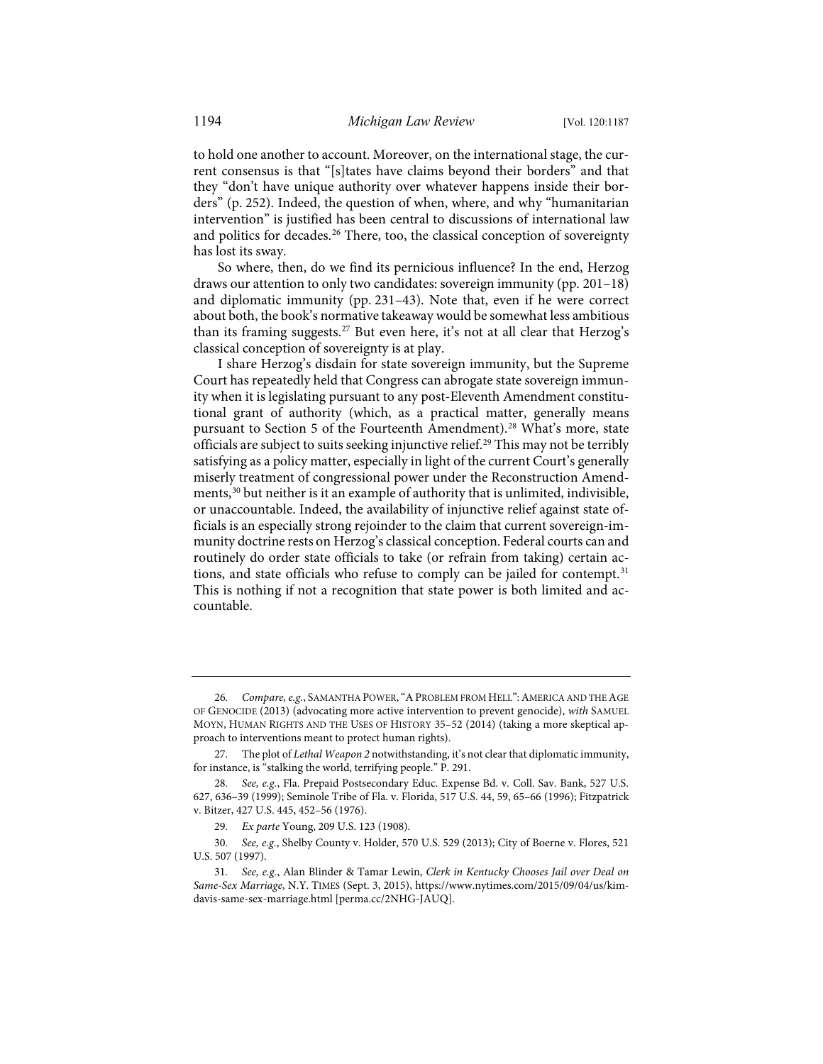to hold one another to account. Moreover, on the international stage, the current consensus is that "[s]tates have claims beyond their borders" and that they "don't have unique authority over whatever happens inside their borders" (p. 252). Indeed, the question of when, where, and why "humanitarian intervention" is justified has been central to discussions of international law and politics for decades.[26] There, too, the classical conception of sovereignty has lost its sway.

So where, then, do we find its pernicious influence? In the end, Herzog draws our attention to only two candidates: sovereign immunity (pp. 201–18) and diplomatic immunity (pp. 231–43). Note that, even if he were correct about both, the book's normative takeaway would be somewhat less ambitious than its framing suggests.[27] But even here, it's not at all clear that Herzog's classical conception of sovereignty is at play.

I share Herzog's disdain for state sovereign immunity, but the Supreme Court has repeatedly held that Congress can abrogate state sovereign immunity when it is legislating pursuant to any post-Eleventh Amendment constitutional grant of authority (which, as a practical matter, generally means pursuant to Section 5 of the Fourteenth Amendment).[28] What's more, state officials are subject to suits seeking injunctive relief.[29] This may not be terribly satisfying as a policy matter, especially in light of the current Court's generally miserly treatment of congressional power under the Reconstruction Amendments,[30] but neither is it an example of authority that is unlimited, indivisible, or unaccountable. Indeed, the availability of injunctive relief against state officials is an especially strong rejoinder to the claim that current sovereign-immunity doctrine rests on Herzog's classical conception. Federal courts can and routinely do order state officials to take (or refrain from taking) certain actions, and state officials who refuse to comply can be jailed for contempt.[31] This is nothing if not a recognition that state power is both limited and accountable.

---

26. *Compare, e.g.*, SAMANTHA POWER, "A PROBLEM FROM HELL": AMERICA AND THE AGE OF GENOCIDE (2013) (advocating more active intervention to prevent genocide), *with* SAMUEL MOYN, HUMAN RIGHTS AND THE USES OF HISTORY 35–52 (2014) (taking a more skeptical approach to interventions meant to protect human rights).

27. The plot of *Lethal Weapon 2* notwithstanding, it's not clear that diplomatic immunity, for instance, is "stalking the world, terrifying people." P. 291.

28. *See, e.g.*, Fla. Prepaid Postsecondary Educ. Expense Bd. v. Coll. Sav. Bank, 527 U.S. 627, 636–39 (1999); Seminole Tribe of Fla. v. Florida, 517 U.S. 44, 59, 65–66 (1996); Fitzpatrick v. Bitzer, 427 U.S. 445, 452–56 (1976).

29. *Ex parte* Young, 209 U.S. 123 (1908).

30. *See, e.g.*, Shelby County v. Holder, 570 U.S. 529 (2013); City of Boerne v. Flores, 521 U.S. 507 (1997).

31. *See, e.g.*, Alan Blinder & Tamar Lewin, *Clerk in Kentucky Chooses Jail over Deal on Same-Sex Marriage*, N.Y. TIMES (Sept. 3, 2015), https://www.nytimes.com/2015/09/04/us/kim-davis-same-sex-marriage.html [perma.cc/2NHG-JAUQ].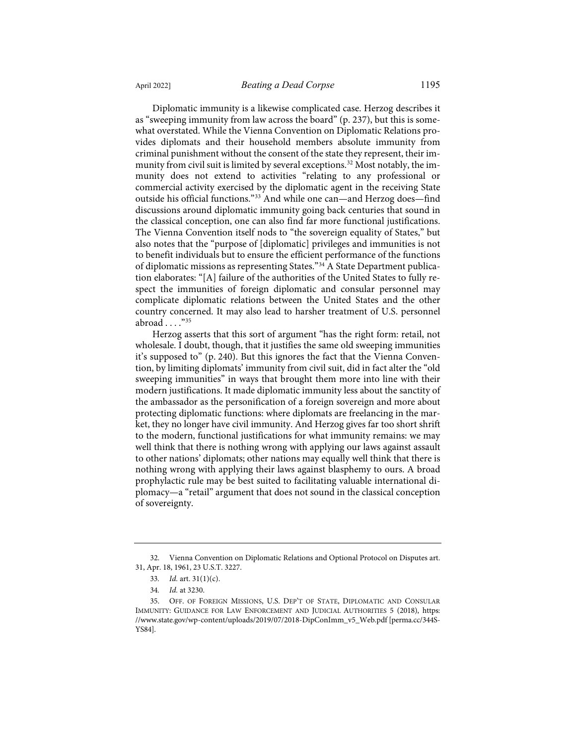Diplomatic immunity is a likewise complicated case. Herzog describes it as "sweeping immunity from law across the board" (p. 237), but this is somewhat overstated. While the Vienna Convention on Diplomatic Relations provides diplomats and their household members absolute immunity from criminal punishment without the consent of the state they represent, their immunity from civil suit is limited by several exceptions.[32] Most notably, the immunity does not extend to activities "relating to any professional or commercial activity exercised by the diplomatic agent in the receiving State outside his official functions."[33] And while one can—and Herzog does—find discussions around diplomatic immunity going back centuries that sound in the classical conception, one can also find far more functional justifications. The Vienna Convention itself nods to "the sovereign equality of States," but also notes that the "purpose of [diplomatic] privileges and immunities is not to benefit individuals but to ensure the efficient performance of the functions of diplomatic missions as representing States."[34] A State Department publication elaborates: "[A] failure of the authorities of the United States to fully respect the immunities of foreign diplomatic and consular personnel may complicate diplomatic relations between the United States and the other country concerned. It may also lead to harsher treatment of U.S. personnel abroad . . . ."[35]

Herzog asserts that this sort of argument "has the right form: retail, not wholesale. I doubt, though, that it justifies the same old sweeping immunities it's supposed to" (p. 240). But this ignores the fact that the Vienna Convention, by limiting diplomats' immunity from civil suit, did in fact alter the "old sweeping immunities" in ways that brought them more into line with their modern justifications. It made diplomatic immunity less about the sanctity of the ambassador as the personification of a foreign sovereign and more about protecting diplomatic functions: where diplomats are freelancing in the market, they no longer have civil immunity. And Herzog gives far too short shrift to the modern, functional justifications for what immunity remains: we may well think that there is nothing wrong with applying our laws against assault to other nations' diplomats; other nations may equally well think that there is nothing wrong with applying their laws against blasphemy to ours. A broad prophylactic rule may be best suited to facilitating valuable international diplomacy—a "retail" argument that does not sound in the classical conception of sovereignty.

---

32. Vienna Convention on Diplomatic Relations and Optional Protocol on Disputes art. 31, Apr. 18, 1961, 23 U.S.T. 3227.

33. *Id.* art. 31(1)(c).

34. *Id.* at 3230.

35. Off. of Foreign Missions, U.S. Dep't of State, Diplomatic and Consular Immunity: Guidance for Law Enforcement and Judicial Authorities 5 (2018), https://www.state.gov/wp-content/uploads/2019/07/2018-DipConImm_v5_Web.pdf [perma.cc/344S-YS84].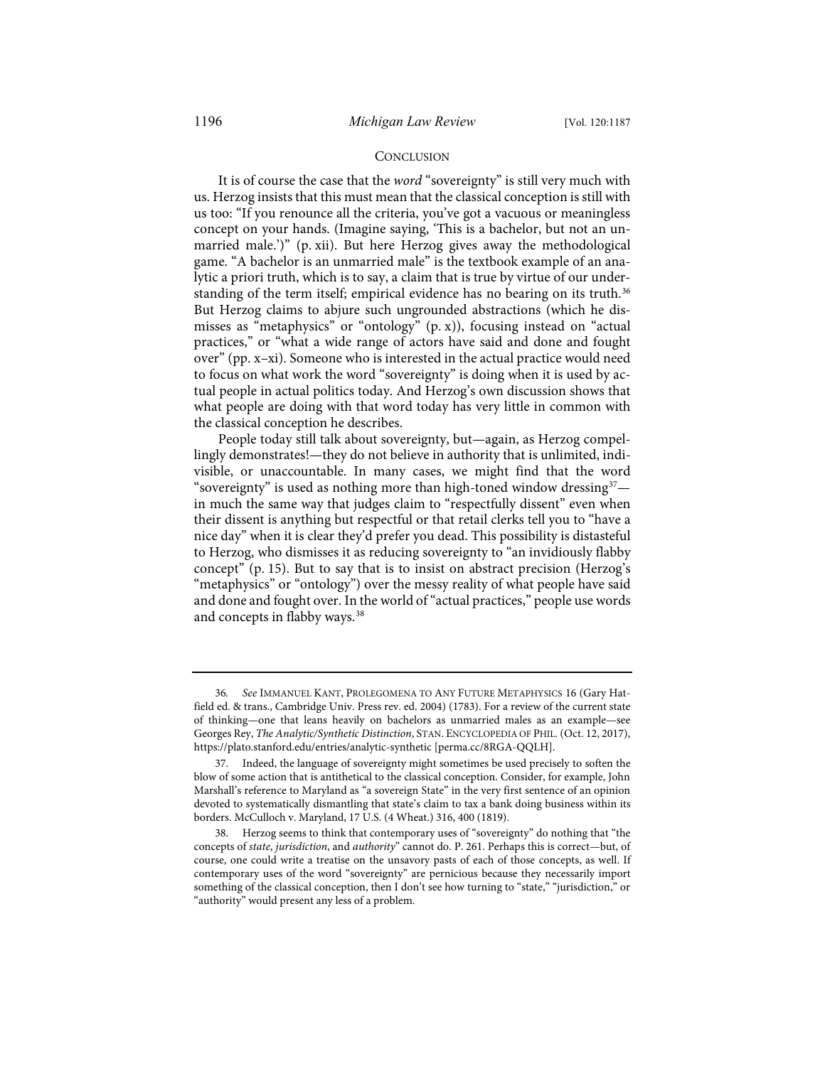## CONCLUSION

It is of course the case that the *word* "sovereignty" is still very much with us. Herzog insists that this must mean that the classical conception is still with us too: "If you renounce all the criteria, you've got a vacuous or meaningless concept on your hands. (Imagine saying, 'This is a bachelor, but not an unmarried male.')" (p. xii). But here Herzog gives away the methodological game. "A bachelor is an unmarried male" is the textbook example of an analytic a priori truth, which is to say, a claim that is true by virtue of our understanding of the term itself; empirical evidence has no bearing on its truth.[36] But Herzog claims to abjure such ungrounded abstractions (which he dismisses as "metaphysics" or "ontology" (p. x)), focusing instead on "actual practices," or "what a wide range of actors have said and done and fought over" (pp. x–xi). Someone who is interested in the actual practice would need to focus on what work the word "sovereignty" is doing when it is used by actual people in actual politics today. And Herzog's own discussion shows that what people are doing with that word today has very little in common with the classical conception he describes.

People today still talk about sovereignty, but—again, as Herzog compellingly demonstrates!—they do not believe in authority that is unlimited, indivisible, or unaccountable. In many cases, we might find that the word "sovereignty" is used as nothing more than high-toned window dressing[37]—in much the same way that judges claim to "respectfully dissent" even when their dissent is anything but respectful or that retail clerks tell you to "have a nice day" when it is clear they'd prefer you dead. This possibility is distasteful to Herzog, who dismisses it as reducing sovereignty to "an invidiously flabby concept" (p. 15). But to say that is to insist on abstract precision (Herzog's "metaphysics" or "ontology") over the messy reality of what people have said and done and fought over. In the world of "actual practices," people use words and concepts in flabby ways.[38]

---

36. *See* IMMANUEL KANT, PROLEGOMENA TO ANY FUTURE METAPHYSICS 16 (Gary Hatfield ed. & trans., Cambridge Univ. Press rev. ed. 2004) (1783). For a review of the current state of thinking—one that leans heavily on bachelors as unmarried males as an example—see Georges Rey, *The Analytic/Synthetic Distinction*, STAN. ENCYCLOPEDIA OF PHIL. (Oct. 12, 2017), https://plato.stanford.edu/entries/analytic-synthetic [perma.cc/8RGA-QQLH].

37. Indeed, the language of sovereignty might sometimes be used precisely to soften the blow of some action that is antithetical to the classical conception. Consider, for example, John Marshall's reference to Maryland as "a sovereign State" in the very first sentence of an opinion devoted to systematically dismantling that state's claim to tax a bank doing business within its borders. McCulloch v. Maryland, 17 U.S. (4 Wheat.) 316, 400 (1819).

38. Herzog seems to think that contemporary uses of "sovereignty" do nothing that "the concepts of *state*, *jurisdiction*, and *authority*" cannot do. P. 261. Perhaps this is correct—but, of course, one could write a treatise on the unsavory pasts of each of those concepts, as well. If contemporary uses of the word "sovereignty" are pernicious because they necessarily import something of the classical conception, then I don't see how turning to "state," "jurisdiction," or "authority" would present any less of a problem.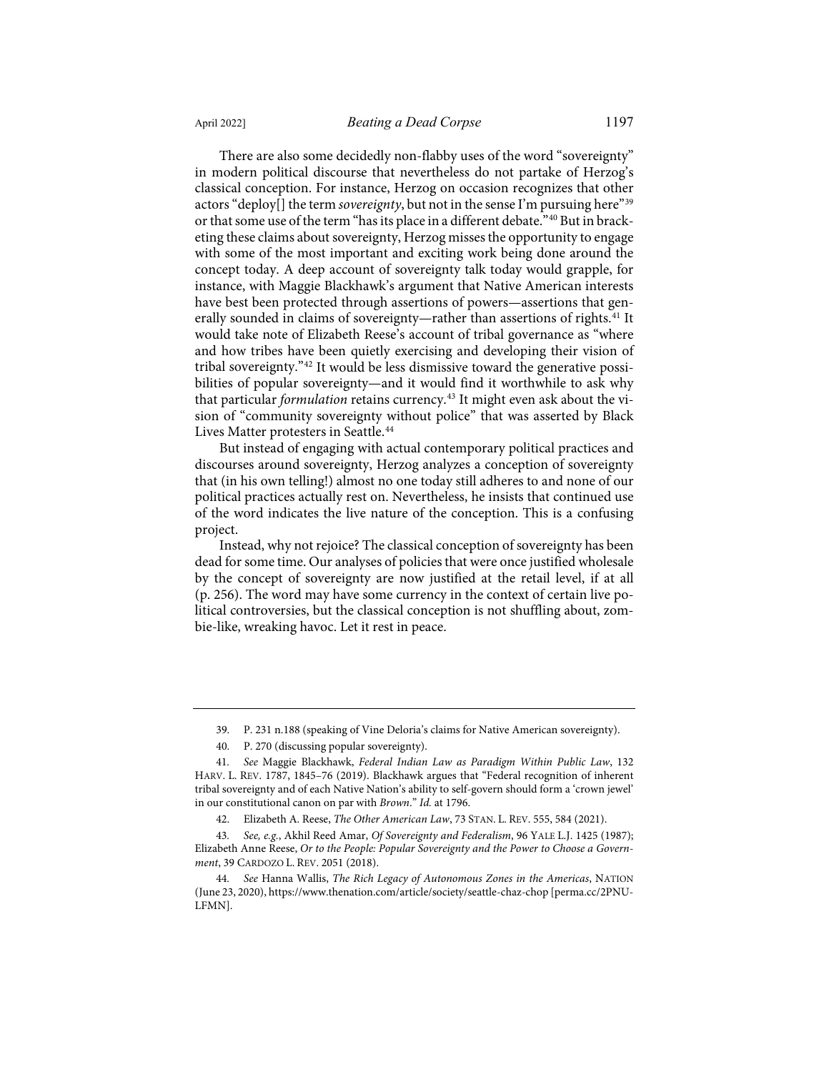There are also some decidedly non-flabby uses of the word "sovereignty" in modern political discourse that nevertheless do not partake of Herzog's classical conception. For instance, Herzog on occasion recognizes that other actors "deploy[] the term *sovereignty*, but not in the sense I'm pursuing here"[39] or that some use of the term "has its place in a different debate."[40] But in bracketing these claims about sovereignty, Herzog misses the opportunity to engage with some of the most important and exciting work being done around the concept today. A deep account of sovereignty talk today would grapple, for instance, with Maggie Blackhawk's argument that Native American interests have best been protected through assertions of powers—assertions that generally sounded in claims of sovereignty—rather than assertions of rights.[41] It would take note of Elizabeth Reese's account of tribal governance as "where and how tribes have been quietly exercising and developing their vision of tribal sovereignty."[42] It would be less dismissive toward the generative possibilities of popular sovereignty—and it would find it worthwhile to ask why that particular *formulation* retains currency.[43] It might even ask about the vision of "community sovereignty without police" that was asserted by Black Lives Matter protesters in Seattle.[44]

But instead of engaging with actual contemporary political practices and discourses around sovereignty, Herzog analyzes a conception of sovereignty that (in his own telling!) almost no one today still adheres to and none of our political practices actually rest on. Nevertheless, he insists that continued use of the word indicates the live nature of the conception. This is a confusing project.

Instead, why not rejoice? The classical conception of sovereignty has been dead for some time. Our analyses of policies that were once justified wholesale by the concept of sovereignty are now justified at the retail level, if at all (p. 256). The word may have some currency in the context of certain live political controversies, but the classical conception is not shuffling about, zombie-like, wreaking havoc. Let it rest in peace.

---

39. P. 231 n.188 (speaking of Vine Deloria's claims for Native American sovereignty).

40. P. 270 (discussing popular sovereignty).

41. *See* Maggie Blackhawk, *Federal Indian Law as Paradigm Within Public Law*, 132 HARV. L. REV. 1787, 1845–76 (2019). Blackhawk argues that "Federal recognition of inherent tribal sovereignty and of each Native Nation's ability to self-govern should form a 'crown jewel' in our constitutional canon on par with *Brown*." *Id.* at 1796.

42. Elizabeth A. Reese, *The Other American Law*, 73 STAN. L. REV. 555, 584 (2021).

43. *See, e.g.*, Akhil Reed Amar, *Of Sovereignty and Federalism*, 96 YALE L.J. 1425 (1987); Elizabeth Anne Reese, *Or to the People: Popular Sovereignty and the Power to Choose a Government*, 39 CARDOZO L. REV. 2051 (2018).

44. *See* Hanna Wallis, *The Rich Legacy of Autonomous Zones in the Americas*, NATION (June 23, 2020), https://www.thenation.com/article/society/seattle-chaz-chop [perma.cc/2PNU-LFMN].